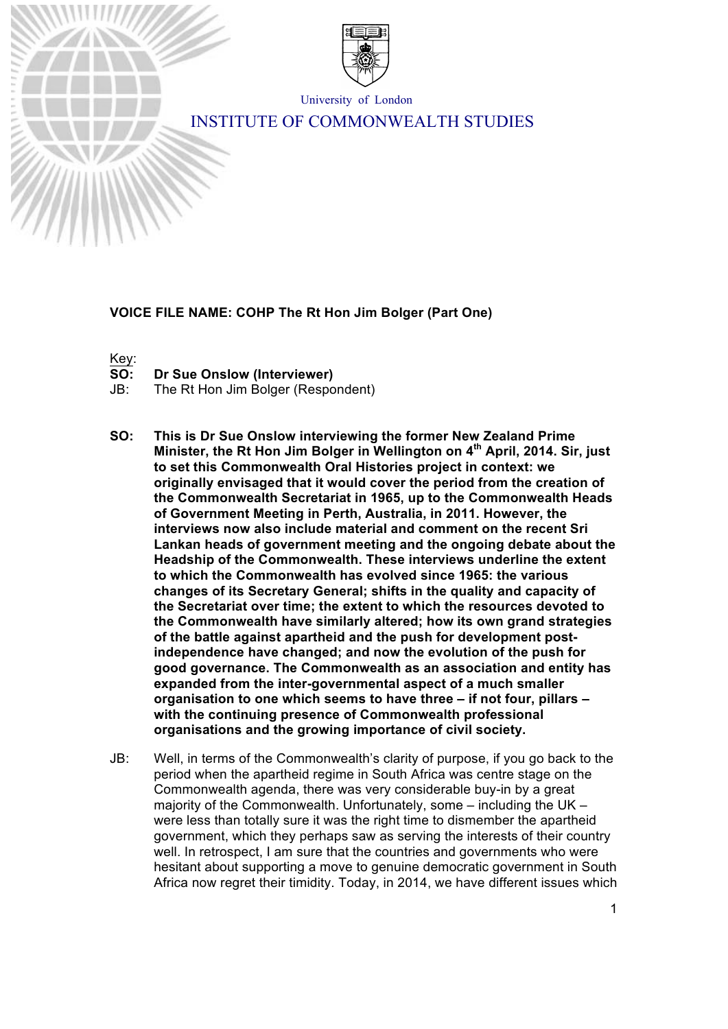University of London

INSTITUTE OF COMMONWEALTH STUDIES

**VOICE FILE NAME: COHP The Rt Hon Jim Bolger (Part One)**

Key:
**SO: Dr Sue Onslow (Interviewer)**
JB: The Rt Hon Jim Bolger (Respondent)

**SO: This is Dr Sue Onslow interviewing the former New Zealand Prime Minister, the Rt Hon Jim Bolger in Wellington on 4th April, 2014. Sir, just to set this Commonwealth Oral Histories project in context: we originally envisaged that it would cover the period from the creation of the Commonwealth Secretariat in 1965, up to the Commonwealth Heads of Government Meeting in Perth, Australia, in 2011. However, the interviews now also include material and comment on the recent Sri Lankan heads of government meeting and the ongoing debate about the Headship of the Commonwealth. These interviews underline the extent to which the Commonwealth has evolved since 1965: the various changes of its Secretary General; shifts in the quality and capacity of the Secretariat over time; the extent to which the resources devoted to the Commonwealth have similarly altered; how its own grand strategies of the battle against apartheid and the push for development post-independence have changed; and now the evolution of the push for good governance. The Commonwealth as an association and entity has expanded from the inter-governmental aspect of a much smaller organisation to one which seems to have three – if not four, pillars – with the continuing presence of Commonwealth professional organisations and the growing importance of civil society.**

JB: Well, in terms of the Commonwealth's clarity of purpose, if you go back to the period when the apartheid regime in South Africa was centre stage on the Commonwealth agenda, there was very considerable buy-in by a great majority of the Commonwealth. Unfortunately, some – including the UK – were less than totally sure it was the right time to dismember the apartheid government, which they perhaps saw as serving the interests of their country well. In retrospect, I am sure that the countries and governments who were hesitant about supporting a move to genuine democratic government in South Africa now regret their timidity. Today, in 2014, we have different issues which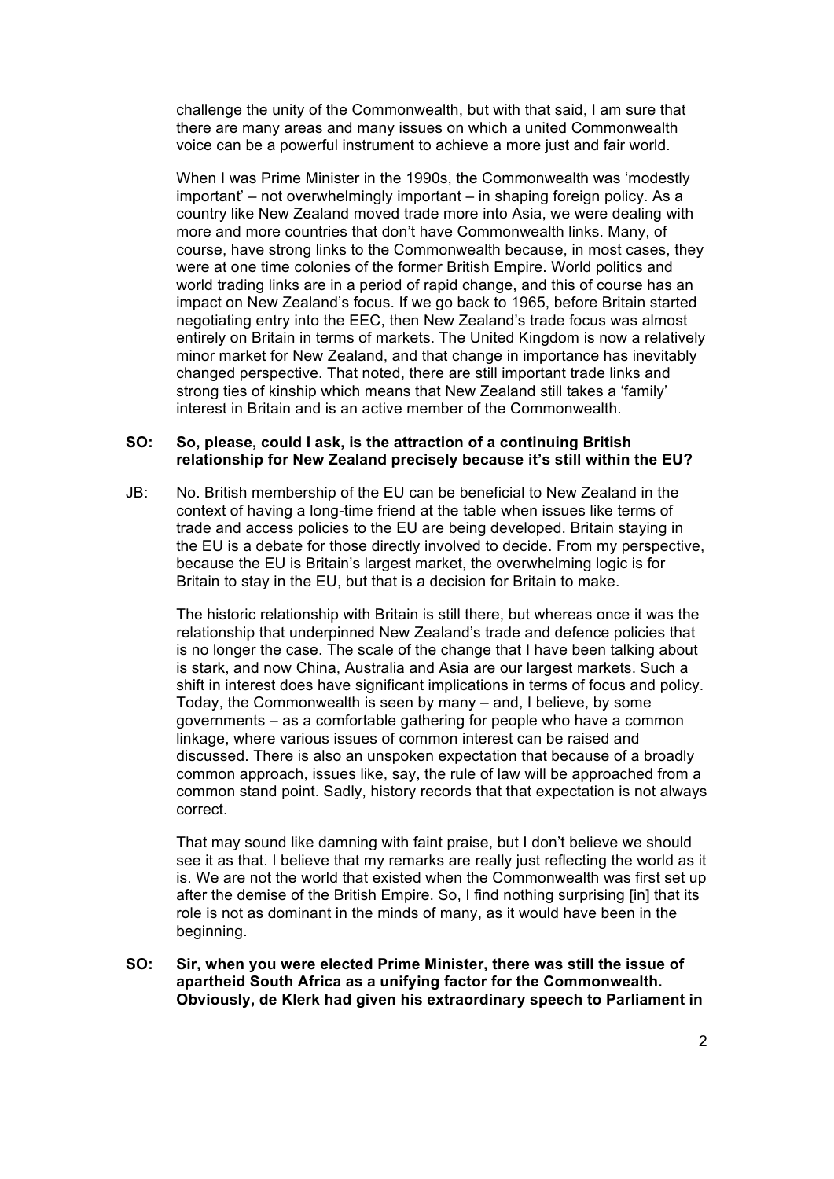challenge the unity of the Commonwealth, but with that said, I am sure that there are many areas and many issues on which a united Commonwealth voice can be a powerful instrument to achieve a more just and fair world.

When I was Prime Minister in the 1990s, the Commonwealth was 'modestly important' – not overwhelmingly important – in shaping foreign policy. As a country like New Zealand moved trade more into Asia, we were dealing with more and more countries that don't have Commonwealth links. Many, of course, have strong links to the Commonwealth because, in most cases, they were at one time colonies of the former British Empire. World politics and world trading links are in a period of rapid change, and this of course has an impact on New Zealand's focus. If we go back to 1965, before Britain started negotiating entry into the EEC, then New Zealand's trade focus was almost entirely on Britain in terms of markets. The United Kingdom is now a relatively minor market for New Zealand, and that change in importance has inevitably changed perspective. That noted, there are still important trade links and strong ties of kinship which means that New Zealand still takes a 'family' interest in Britain and is an active member of the Commonwealth.

**SO: So, please, could I ask, is the attraction of a continuing British relationship for New Zealand precisely because it's still within the EU?**

JB: No. British membership of the EU can be beneficial to New Zealand in the context of having a long-time friend at the table when issues like terms of trade and access policies to the EU are being developed. Britain staying in the EU is a debate for those directly involved to decide. From my perspective, because the EU is Britain's largest market, the overwhelming logic is for Britain to stay in the EU, but that is a decision for Britain to make.

The historic relationship with Britain is still there, but whereas once it was the relationship that underpinned New Zealand's trade and defence policies that is no longer the case. The scale of the change that I have been talking about is stark, and now China, Australia and Asia are our largest markets. Such a shift in interest does have significant implications in terms of focus and policy. Today, the Commonwealth is seen by many – and, I believe, by some governments – as a comfortable gathering for people who have a common linkage, where various issues of common interest can be raised and discussed. There is also an unspoken expectation that because of a broadly common approach, issues like, say, the rule of law will be approached from a common stand point. Sadly, history records that that expectation is not always correct.

That may sound like damning with faint praise, but I don't believe we should see it as that. I believe that my remarks are really just reflecting the world as it is. We are not the world that existed when the Commonwealth was first set up after the demise of the British Empire. So, I find nothing surprising [in] that its role is not as dominant in the minds of many, as it would have been in the beginning.

**SO: Sir, when you were elected Prime Minister, there was still the issue of apartheid South Africa as a unifying factor for the Commonwealth. Obviously, de Klerk had given his extraordinary speech to Parliament in**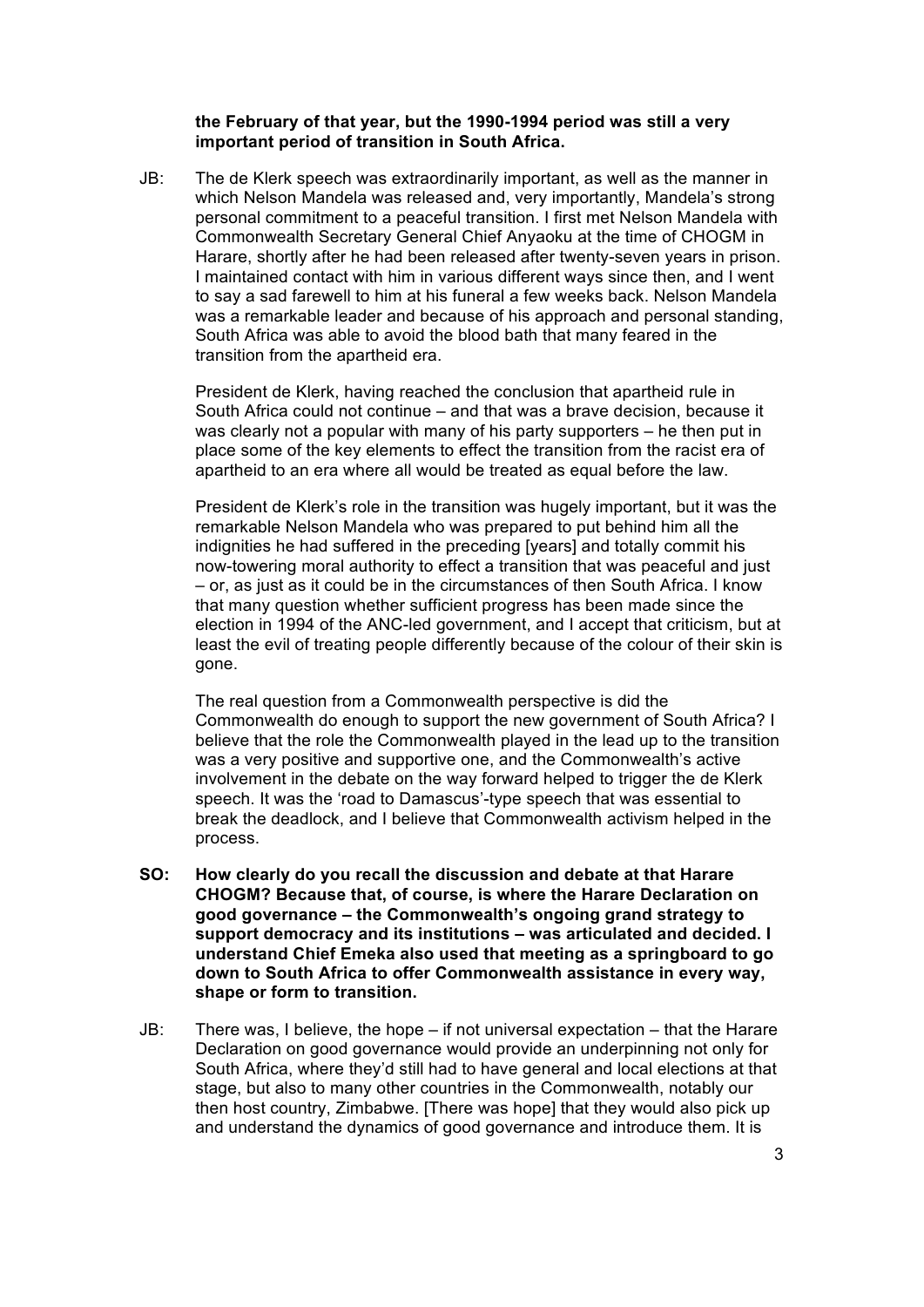**the February of that year, but the 1990-1994 period was still a very important period of transition in South Africa.**

JB: The de Klerk speech was extraordinarily important, as well as the manner in which Nelson Mandela was released and, very importantly, Mandela's strong personal commitment to a peaceful transition. I first met Nelson Mandela with Commonwealth Secretary General Chief Anyaoku at the time of CHOGM in Harare, shortly after he had been released after twenty-seven years in prison. I maintained contact with him in various different ways since then, and I went to say a sad farewell to him at his funeral a few weeks back. Nelson Mandela was a remarkable leader and because of his approach and personal standing, South Africa was able to avoid the blood bath that many feared in the transition from the apartheid era.

President de Klerk, having reached the conclusion that apartheid rule in South Africa could not continue – and that was a brave decision, because it was clearly not a popular with many of his party supporters – he then put in place some of the key elements to effect the transition from the racist era of apartheid to an era where all would be treated as equal before the law.

President de Klerk's role in the transition was hugely important, but it was the remarkable Nelson Mandela who was prepared to put behind him all the indignities he had suffered in the preceding [years] and totally commit his now-towering moral authority to effect a transition that was peaceful and just – or, as just as it could be in the circumstances of then South Africa. I know that many question whether sufficient progress has been made since the election in 1994 of the ANC-led government, and I accept that criticism, but at least the evil of treating people differently because of the colour of their skin is gone.

The real question from a Commonwealth perspective is did the Commonwealth do enough to support the new government of South Africa? I believe that the role the Commonwealth played in the lead up to the transition was a very positive and supportive one, and the Commonwealth's active involvement in the debate on the way forward helped to trigger the de Klerk speech. It was the 'road to Damascus'-type speech that was essential to break the deadlock, and I believe that Commonwealth activism helped in the process.

**SO: How clearly do you recall the discussion and debate at that Harare CHOGM? Because that, of course, is where the Harare Declaration on good governance – the Commonwealth's ongoing grand strategy to support democracy and its institutions – was articulated and decided. I understand Chief Emeka also used that meeting as a springboard to go down to South Africa to offer Commonwealth assistance in every way, shape or form to transition.**

JB: There was, I believe, the hope – if not universal expectation – that the Harare Declaration on good governance would provide an underpinning not only for South Africa, where they'd still had to have general and local elections at that stage, but also to many other countries in the Commonwealth, notably our then host country, Zimbabwe. [There was hope] that they would also pick up and understand the dynamics of good governance and introduce them. It is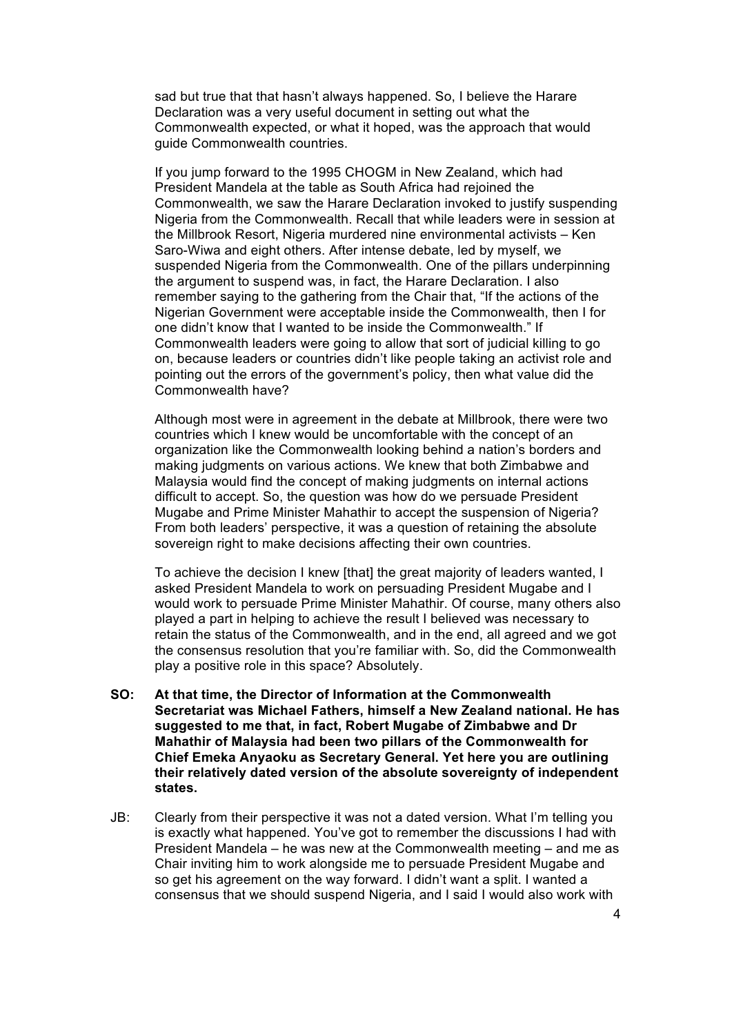sad but true that that hasn't always happened. So, I believe the Harare Declaration was a very useful document in setting out what the Commonwealth expected, or what it hoped, was the approach that would guide Commonwealth countries.

If you jump forward to the 1995 CHOGM in New Zealand, which had President Mandela at the table as South Africa had rejoined the Commonwealth, we saw the Harare Declaration invoked to justify suspending Nigeria from the Commonwealth. Recall that while leaders were in session at the Millbrook Resort, Nigeria murdered nine environmental activists – Ken Saro-Wiwa and eight others. After intense debate, led by myself, we suspended Nigeria from the Commonwealth. One of the pillars underpinning the argument to suspend was, in fact, the Harare Declaration. I also remember saying to the gathering from the Chair that, "If the actions of the Nigerian Government were acceptable inside the Commonwealth, then I for one didn't know that I wanted to be inside the Commonwealth." If Commonwealth leaders were going to allow that sort of judicial killing to go on, because leaders or countries didn't like people taking an activist role and pointing out the errors of the government's policy, then what value did the Commonwealth have?

Although most were in agreement in the debate at Millbrook, there were two countries which I knew would be uncomfortable with the concept of an organization like the Commonwealth looking behind a nation's borders and making judgments on various actions. We knew that both Zimbabwe and Malaysia would find the concept of making judgments on internal actions difficult to accept. So, the question was how do we persuade President Mugabe and Prime Minister Mahathir to accept the suspension of Nigeria? From both leaders' perspective, it was a question of retaining the absolute sovereign right to make decisions affecting their own countries.

To achieve the decision I knew [that] the great majority of leaders wanted, I asked President Mandela to work on persuading President Mugabe and I would work to persuade Prime Minister Mahathir. Of course, many others also played a part in helping to achieve the result I believed was necessary to retain the status of the Commonwealth, and in the end, all agreed and we got the consensus resolution that you're familiar with. So, did the Commonwealth play a positive role in this space? Absolutely.

**SO: At that time, the Director of Information at the Commonwealth Secretariat was Michael Fathers, himself a New Zealand national. He has suggested to me that, in fact, Robert Mugabe of Zimbabwe and Dr Mahathir of Malaysia had been two pillars of the Commonwealth for Chief Emeka Anyaoku as Secretary General. Yet here you are outlining their relatively dated version of the absolute sovereignty of independent states.**

JB: Clearly from their perspective it was not a dated version. What I'm telling you is exactly what happened. You've got to remember the discussions I had with President Mandela – he was new at the Commonwealth meeting – and me as Chair inviting him to work alongside me to persuade President Mugabe and so get his agreement on the way forward. I didn't want a split. I wanted a consensus that we should suspend Nigeria, and I said I would also work with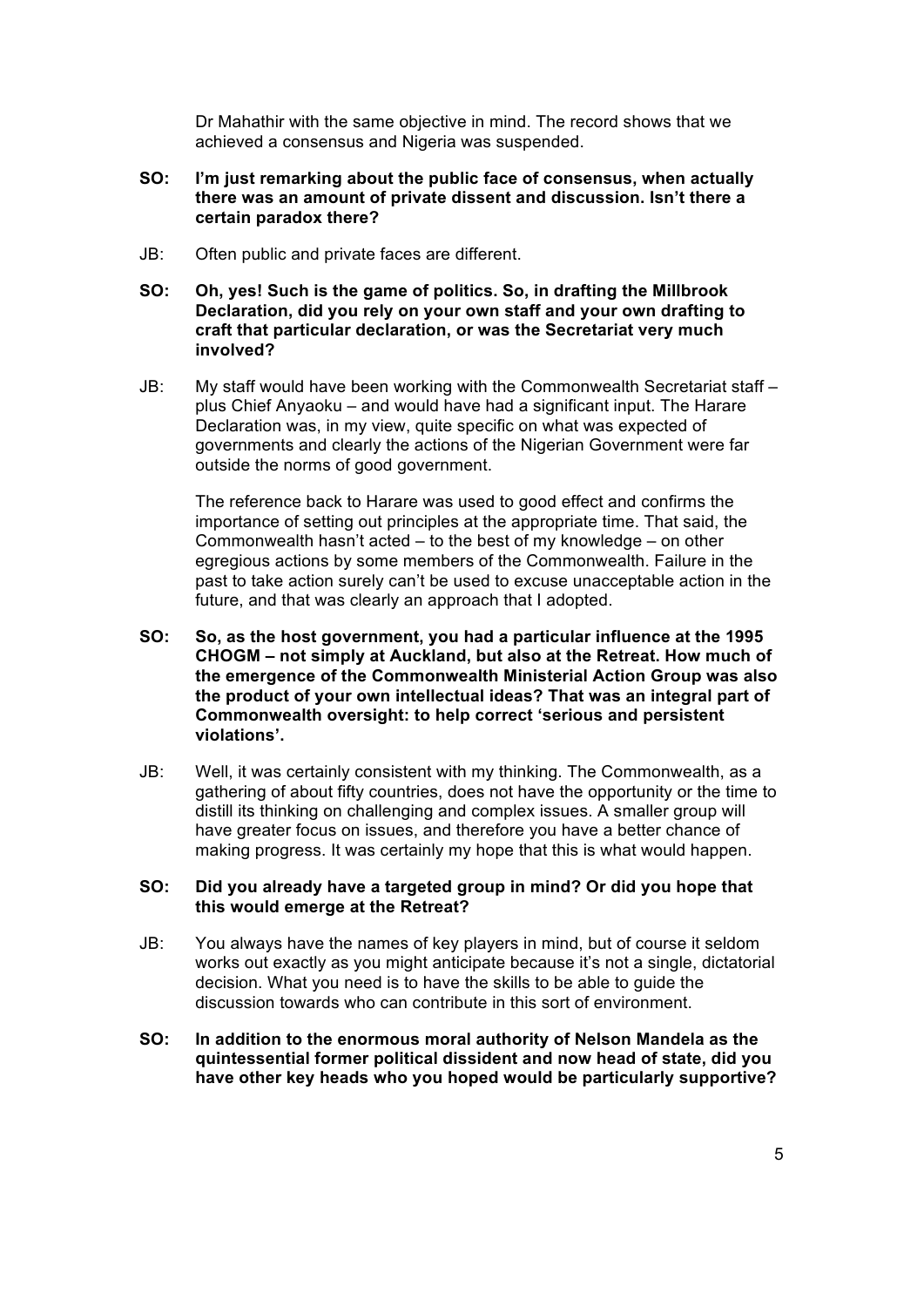Dr Mahathir with the same objective in mind. The record shows that we achieved a consensus and Nigeria was suspended.

**SO: I'm just remarking about the public face of consensus, when actually there was an amount of private dissent and discussion. Isn't there a certain paradox there?**

JB: Often public and private faces are different.

**SO: Oh, yes! Such is the game of politics. So, in drafting the Millbrook Declaration, did you rely on your own staff and your own drafting to craft that particular declaration, or was the Secretariat very much involved?**

JB: My staff would have been working with the Commonwealth Secretariat staff – plus Chief Anyaoku – and would have had a significant input. The Harare Declaration was, in my view, quite specific on what was expected of governments and clearly the actions of the Nigerian Government were far outside the norms of good government.

The reference back to Harare was used to good effect and confirms the importance of setting out principles at the appropriate time. That said, the Commonwealth hasn't acted – to the best of my knowledge – on other egregious actions by some members of the Commonwealth. Failure in the past to take action surely can't be used to excuse unacceptable action in the future, and that was clearly an approach that I adopted.

**SO: So, as the host government, you had a particular influence at the 1995 CHOGM – not simply at Auckland, but also at the Retreat. How much of the emergence of the Commonwealth Ministerial Action Group was also the product of your own intellectual ideas? That was an integral part of Commonwealth oversight: to help correct 'serious and persistent violations'.**

JB: Well, it was certainly consistent with my thinking. The Commonwealth, as a gathering of about fifty countries, does not have the opportunity or the time to distill its thinking on challenging and complex issues. A smaller group will have greater focus on issues, and therefore you have a better chance of making progress. It was certainly my hope that this is what would happen.

**SO: Did you already have a targeted group in mind? Or did you hope that this would emerge at the Retreat?**

JB: You always have the names of key players in mind, but of course it seldom works out exactly as you might anticipate because it's not a single, dictatorial decision. What you need is to have the skills to be able to guide the discussion towards who can contribute in this sort of environment.

**SO: In addition to the enormous moral authority of Nelson Mandela as the quintessential former political dissident and now head of state, did you have other key heads who you hoped would be particularly supportive?**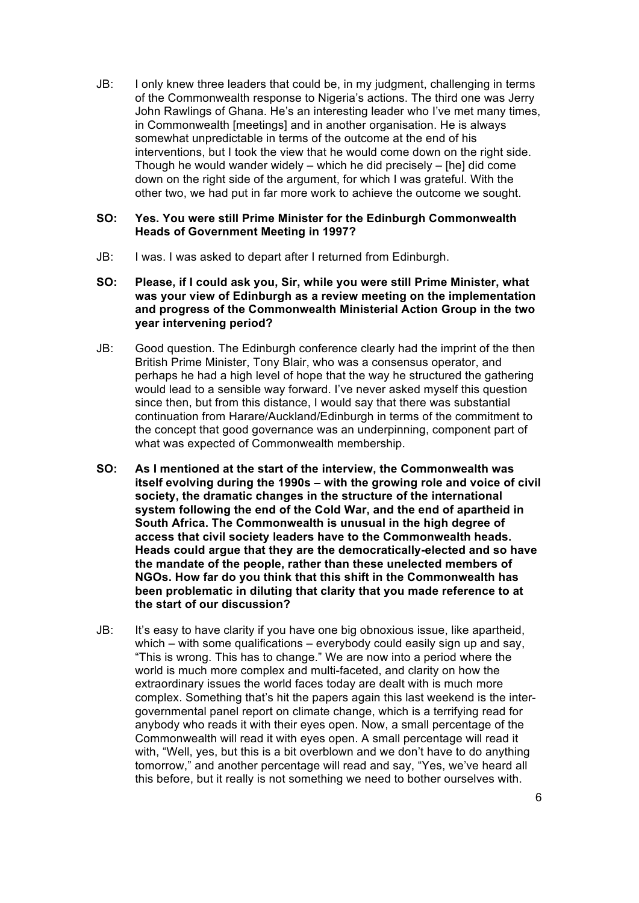JB: I only knew three leaders that could be, in my judgment, challenging in terms of the Commonwealth response to Nigeria's actions. The third one was Jerry John Rawlings of Ghana. He's an interesting leader who I've met many times, in Commonwealth [meetings] and in another organisation. He is always somewhat unpredictable in terms of the outcome at the end of his interventions, but I took the view that he would come down on the right side. Though he would wander widely – which he did precisely – [he] did come down on the right side of the argument, for which I was grateful. With the other two, we had put in far more work to achieve the outcome we sought.

**SO: Yes. You were still Prime Minister for the Edinburgh Commonwealth Heads of Government Meeting in 1997?**

JB: I was. I was asked to depart after I returned from Edinburgh.

**SO: Please, if I could ask you, Sir, while you were still Prime Minister, what was your view of Edinburgh as a review meeting on the implementation and progress of the Commonwealth Ministerial Action Group in the two year intervening period?**

JB: Good question. The Edinburgh conference clearly had the imprint of the then British Prime Minister, Tony Blair, who was a consensus operator, and perhaps he had a high level of hope that the way he structured the gathering would lead to a sensible way forward. I've never asked myself this question since then, but from this distance, I would say that there was substantial continuation from Harare/Auckland/Edinburgh in terms of the commitment to the concept that good governance was an underpinning, component part of what was expected of Commonwealth membership.

**SO: As I mentioned at the start of the interview, the Commonwealth was itself evolving during the 1990s – with the growing role and voice of civil society, the dramatic changes in the structure of the international system following the end of the Cold War, and the end of apartheid in South Africa. The Commonwealth is unusual in the high degree of access that civil society leaders have to the Commonwealth heads. Heads could argue that they are the democratically-elected and so have the mandate of the people, rather than these unelected members of NGOs. How far do you think that this shift in the Commonwealth has been problematic in diluting that clarity that you made reference to at the start of our discussion?**

JB: It's easy to have clarity if you have one big obnoxious issue, like apartheid, which – with some qualifications – everybody could easily sign up and say, "This is wrong. This has to change." We are now into a period where the world is much more complex and multi-faceted, and clarity on how the extraordinary issues the world faces today are dealt with is much more complex. Something that's hit the papers again this last weekend is the inter-governmental panel report on climate change, which is a terrifying read for anybody who reads it with their eyes open. Now, a small percentage of the Commonwealth will read it with eyes open. A small percentage will read it with, "Well, yes, but this is a bit overblown and we don't have to do anything tomorrow," and another percentage will read and say, "Yes, we've heard all this before, but it really is not something we need to bother ourselves with.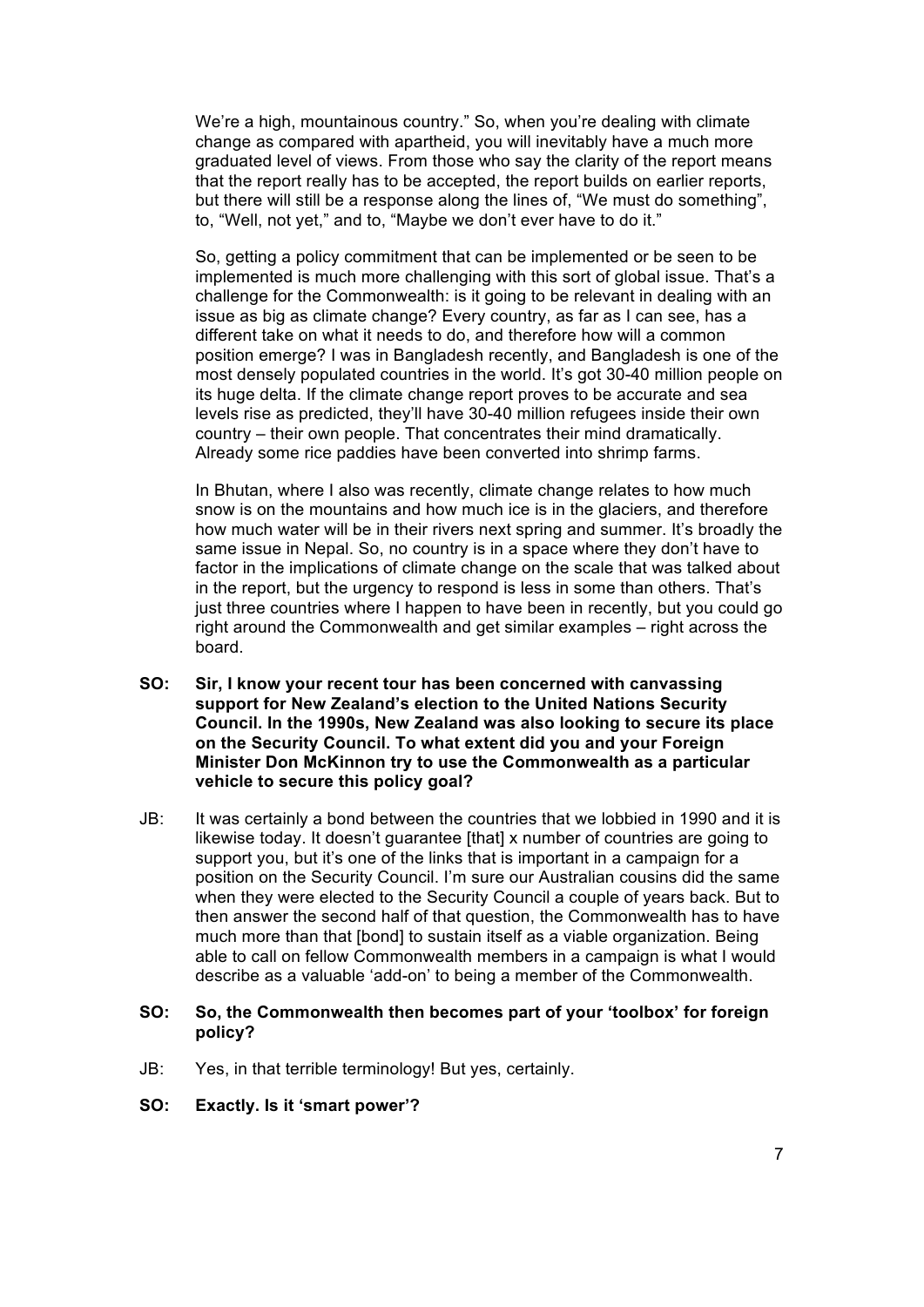We're a high, mountainous country." So, when you're dealing with climate change as compared with apartheid, you will inevitably have a much more graduated level of views. From those who say the clarity of the report means that the report really has to be accepted, the report builds on earlier reports, but there will still be a response along the lines of, "We must do something", to, "Well, not yet," and to, "Maybe we don't ever have to do it."

So, getting a policy commitment that can be implemented or be seen to be implemented is much more challenging with this sort of global issue. That's a challenge for the Commonwealth: is it going to be relevant in dealing with an issue as big as climate change? Every country, as far as I can see, has a different take on what it needs to do, and therefore how will a common position emerge? I was in Bangladesh recently, and Bangladesh is one of the most densely populated countries in the world. It's got 30-40 million people on its huge delta. If the climate change report proves to be accurate and sea levels rise as predicted, they'll have 30-40 million refugees inside their own country – their own people. That concentrates their mind dramatically. Already some rice paddies have been converted into shrimp farms.

In Bhutan, where I also was recently, climate change relates to how much snow is on the mountains and how much ice is in the glaciers, and therefore how much water will be in their rivers next spring and summer. It's broadly the same issue in Nepal. So, no country is in a space where they don't have to factor in the implications of climate change on the scale that was talked about in the report, but the urgency to respond is less in some than others. That's just three countries where I happen to have been in recently, but you could go right around the Commonwealth and get similar examples – right across the board.

**SO: Sir, I know your recent tour has been concerned with canvassing support for New Zealand's election to the United Nations Security Council. In the 1990s, New Zealand was also looking to secure its place on the Security Council. To what extent did you and your Foreign Minister Don McKinnon try to use the Commonwealth as a particular vehicle to secure this policy goal?**

JB: It was certainly a bond between the countries that we lobbied in 1990 and it is likewise today. It doesn't guarantee [that] x number of countries are going to support you, but it's one of the links that is important in a campaign for a position on the Security Council. I'm sure our Australian cousins did the same when they were elected to the Security Council a couple of years back. But to then answer the second half of that question, the Commonwealth has to have much more than that [bond] to sustain itself as a viable organization. Being able to call on fellow Commonwealth members in a campaign is what I would describe as a valuable 'add-on' to being a member of the Commonwealth.

**SO: So, the Commonwealth then becomes part of your 'toolbox' for foreign policy?**

JB: Yes, in that terrible terminology! But yes, certainly.

**SO: Exactly. Is it 'smart power'?**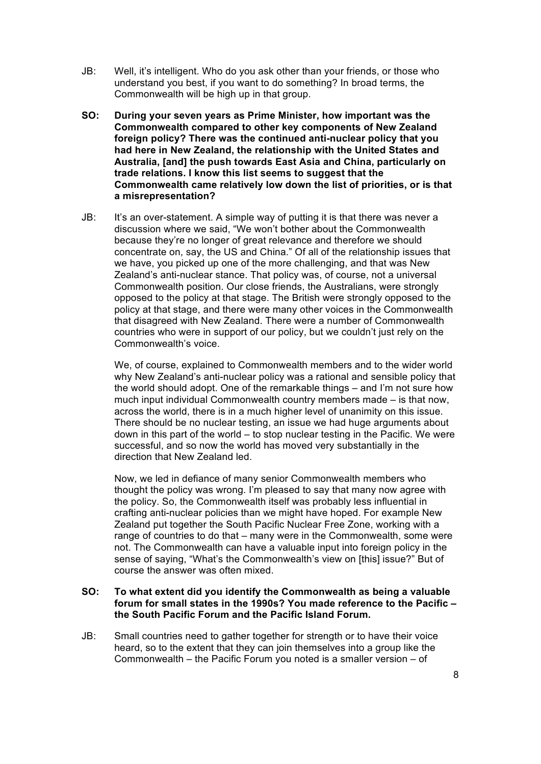JB: Well, it's intelligent. Who do you ask other than your friends, or those who understand you best, if you want to do something? In broad terms, the Commonwealth will be high up in that group.

**SO: During your seven years as Prime Minister, how important was the Commonwealth compared to other key components of New Zealand foreign policy? There was the continued anti-nuclear policy that you had here in New Zealand, the relationship with the United States and Australia, [and] the push towards East Asia and China, particularly on trade relations. I know this list seems to suggest that the Commonwealth came relatively low down the list of priorities, or is that a misrepresentation?**

JB: It's an over-statement. A simple way of putting it is that there was never a discussion where we said, "We won't bother about the Commonwealth because they're no longer of great relevance and therefore we should concentrate on, say, the US and China." Of all of the relationship issues that we have, you picked up one of the more challenging, and that was New Zealand's anti-nuclear stance. That policy was, of course, not a universal Commonwealth position. Our close friends, the Australians, were strongly opposed to the policy at that stage. The British were strongly opposed to the policy at that stage, and there were many other voices in the Commonwealth that disagreed with New Zealand. There were a number of Commonwealth countries who were in support of our policy, but we couldn't just rely on the Commonwealth's voice.

We, of course, explained to Commonwealth members and to the wider world why New Zealand's anti-nuclear policy was a rational and sensible policy that the world should adopt. One of the remarkable things – and I'm not sure how much input individual Commonwealth country members made – is that now, across the world, there is in a much higher level of unanimity on this issue. There should be no nuclear testing, an issue we had huge arguments about down in this part of the world – to stop nuclear testing in the Pacific. We were successful, and so now the world has moved very substantially in the direction that New Zealand led.

Now, we led in defiance of many senior Commonwealth members who thought the policy was wrong. I'm pleased to say that many now agree with the policy. So, the Commonwealth itself was probably less influential in crafting anti-nuclear policies than we might have hoped. For example New Zealand put together the South Pacific Nuclear Free Zone, working with a range of countries to do that – many were in the Commonwealth, some were not. The Commonwealth can have a valuable input into foreign policy in the sense of saying, "What's the Commonwealth's view on [this] issue?" But of course the answer was often mixed.

**SO: To what extent did you identify the Commonwealth as being a valuable forum for small states in the 1990s? You made reference to the Pacific – the South Pacific Forum and the Pacific Island Forum.**

JB: Small countries need to gather together for strength or to have their voice heard, so to the extent that they can join themselves into a group like the Commonwealth – the Pacific Forum you noted is a smaller version – of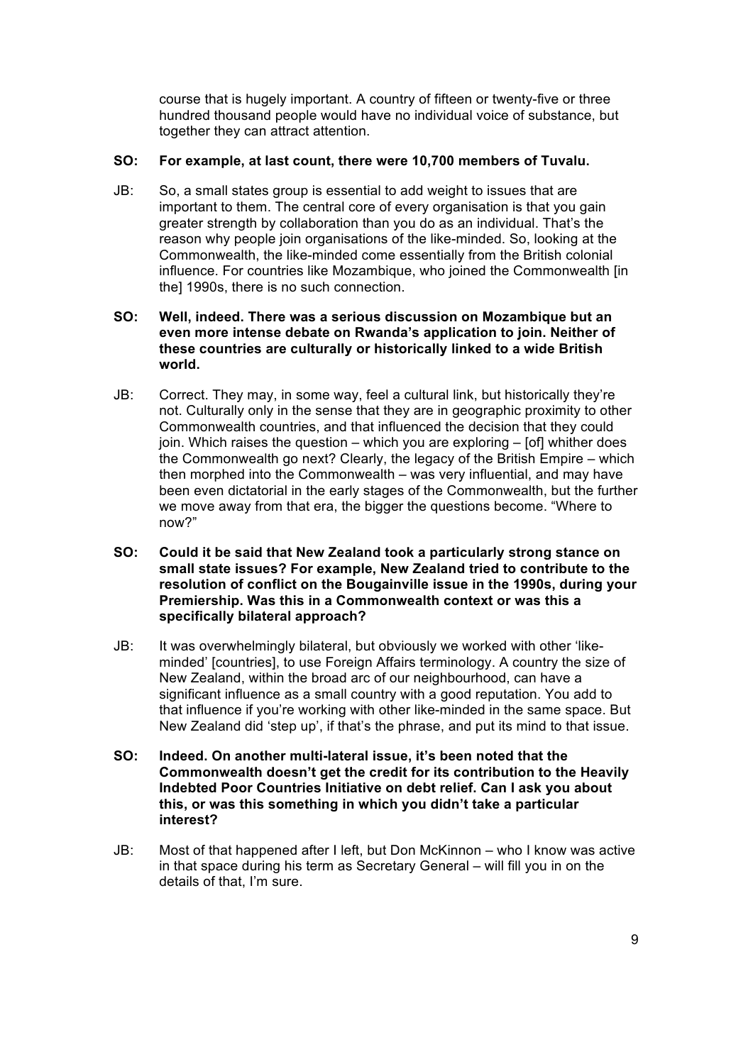course that is hugely important. A country of fifteen or twenty-five or three hundred thousand people would have no individual voice of substance, but together they can attract attention.

**SO: For example, at last count, there were 10,700 members of Tuvalu.**

JB: So, a small states group is essential to add weight to issues that are important to them. The central core of every organisation is that you gain greater strength by collaboration than you do as an individual. That's the reason why people join organisations of the like-minded. So, looking at the Commonwealth, the like-minded come essentially from the British colonial influence. For countries like Mozambique, who joined the Commonwealth [in the] 1990s, there is no such connection.

**SO: Well, indeed. There was a serious discussion on Mozambique but an even more intense debate on Rwanda's application to join. Neither of these countries are culturally or historically linked to a wide British world.**

JB: Correct. They may, in some way, feel a cultural link, but historically they're not. Culturally only in the sense that they are in geographic proximity to other Commonwealth countries, and that influenced the decision that they could join. Which raises the question – which you are exploring – [of] whither does the Commonwealth go next? Clearly, the legacy of the British Empire – which then morphed into the Commonwealth – was very influential, and may have been even dictatorial in the early stages of the Commonwealth, but the further we move away from that era, the bigger the questions become. "Where to now?"

**SO: Could it be said that New Zealand took a particularly strong stance on small state issues? For example, New Zealand tried to contribute to the resolution of conflict on the Bougainville issue in the 1990s, during your Premiership. Was this in a Commonwealth context or was this a specifically bilateral approach?**

JB: It was overwhelmingly bilateral, but obviously we worked with other 'like-minded' [countries], to use Foreign Affairs terminology. A country the size of New Zealand, within the broad arc of our neighbourhood, can have a significant influence as a small country with a good reputation. You add to that influence if you're working with other like-minded in the same space. But New Zealand did 'step up', if that's the phrase, and put its mind to that issue.

**SO: Indeed. On another multi-lateral issue, it's been noted that the Commonwealth doesn't get the credit for its contribution to the Heavily Indebted Poor Countries Initiative on debt relief. Can I ask you about this, or was this something in which you didn't take a particular interest?**

JB: Most of that happened after I left, but Don McKinnon – who I know was active in that space during his term as Secretary General – will fill you in on the details of that, I'm sure.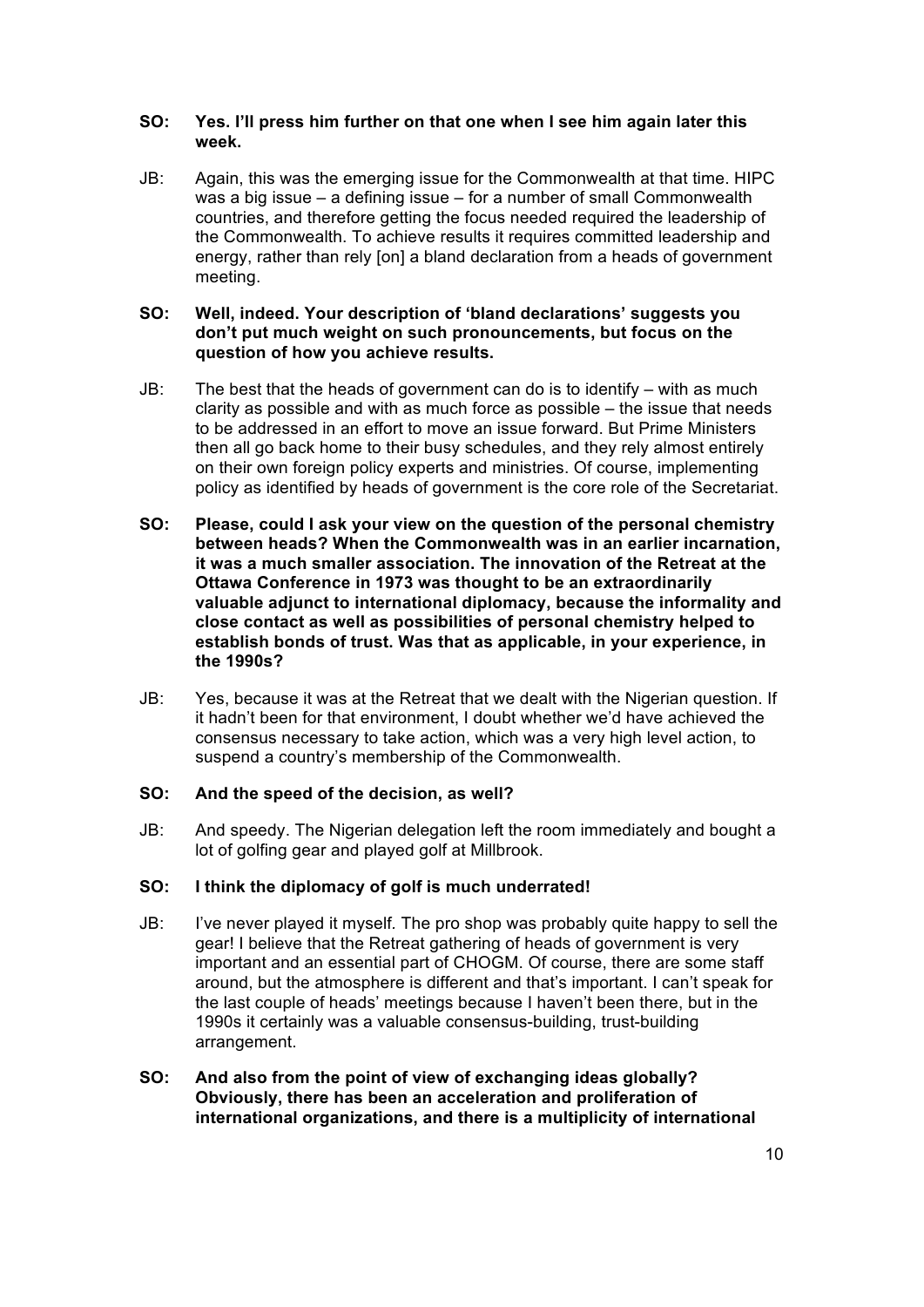**SO: Yes. I'll press him further on that one when I see him again later this week.**

JB: Again, this was the emerging issue for the Commonwealth at that time. HIPC was a big issue – a defining issue – for a number of small Commonwealth countries, and therefore getting the focus needed required the leadership of the Commonwealth. To achieve results it requires committed leadership and energy, rather than rely [on] a bland declaration from a heads of government meeting.

**SO: Well, indeed. Your description of 'bland declarations' suggests you don't put much weight on such pronouncements, but focus on the question of how you achieve results.**

JB: The best that the heads of government can do is to identify – with as much clarity as possible and with as much force as possible – the issue that needs to be addressed in an effort to move an issue forward. But Prime Ministers then all go back home to their busy schedules, and they rely almost entirely on their own foreign policy experts and ministries. Of course, implementing policy as identified by heads of government is the core role of the Secretariat.

**SO: Please, could I ask your view on the question of the personal chemistry between heads? When the Commonwealth was in an earlier incarnation, it was a much smaller association. The innovation of the Retreat at the Ottawa Conference in 1973 was thought to be an extraordinarily valuable adjunct to international diplomacy, because the informality and close contact as well as possibilities of personal chemistry helped to establish bonds of trust. Was that as applicable, in your experience, in the 1990s?**

JB: Yes, because it was at the Retreat that we dealt with the Nigerian question. If it hadn't been for that environment, I doubt whether we'd have achieved the consensus necessary to take action, which was a very high level action, to suspend a country's membership of the Commonwealth.

**SO: And the speed of the decision, as well?**

JB: And speedy. The Nigerian delegation left the room immediately and bought a lot of golfing gear and played golf at Millbrook.

**SO: I think the diplomacy of golf is much underrated!**

JB: I've never played it myself. The pro shop was probably quite happy to sell the gear! I believe that the Retreat gathering of heads of government is very important and an essential part of CHOGM. Of course, there are some staff around, but the atmosphere is different and that's important. I can't speak for the last couple of heads' meetings because I haven't been there, but in the 1990s it certainly was a valuable consensus-building, trust-building arrangement.

**SO: And also from the point of view of exchanging ideas globally? Obviously, there has been an acceleration and proliferation of international organizations, and there is a multiplicity of international**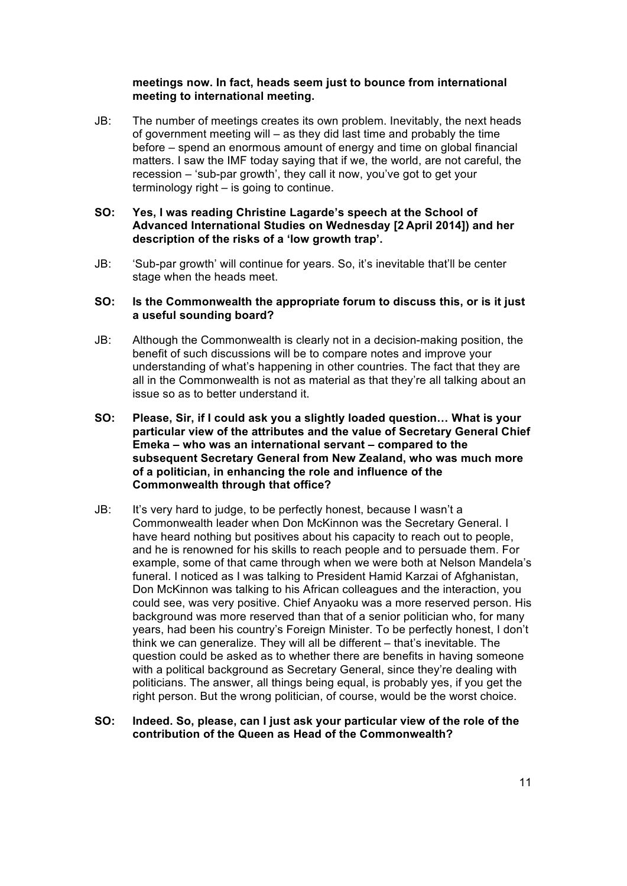**meetings now. In fact, heads seem just to bounce from international meeting to international meeting.**

JB: The number of meetings creates its own problem. Inevitably, the next heads of government meeting will – as they did last time and probably the time before – spend an enormous amount of energy and time on global financial matters. I saw the IMF today saying that if we, the world, are not careful, the recession – 'sub-par growth', they call it now, you've got to get your terminology right – is going to continue.

**SO: Yes, I was reading Christine Lagarde's speech at the School of Advanced International Studies on Wednesday [2 April 2014]) and her description of the risks of a 'low growth trap'.**

JB: 'Sub-par growth' will continue for years. So, it's inevitable that'll be center stage when the heads meet.

**SO: Is the Commonwealth the appropriate forum to discuss this, or is it just a useful sounding board?**

JB: Although the Commonwealth is clearly not in a decision-making position, the benefit of such discussions will be to compare notes and improve your understanding of what's happening in other countries. The fact that they are all in the Commonwealth is not as material as that they're all talking about an issue so as to better understand it.

**SO: Please, Sir, if I could ask you a slightly loaded question… What is your particular view of the attributes and the value of Secretary General Chief Emeka – who was an international servant – compared to the subsequent Secretary General from New Zealand, who was much more of a politician, in enhancing the role and influence of the Commonwealth through that office?**

JB: It's very hard to judge, to be perfectly honest, because I wasn't a Commonwealth leader when Don McKinnon was the Secretary General. I have heard nothing but positives about his capacity to reach out to people, and he is renowned for his skills to reach people and to persuade them. For example, some of that came through when we were both at Nelson Mandela's funeral. I noticed as I was talking to President Hamid Karzai of Afghanistan, Don McKinnon was talking to his African colleagues and the interaction, you could see, was very positive. Chief Anyaoku was a more reserved person. His background was more reserved than that of a senior politician who, for many years, had been his country's Foreign Minister. To be perfectly honest, I don't think we can generalize. They will all be different – that's inevitable. The question could be asked as to whether there are benefits in having someone with a political background as Secretary General, since they're dealing with politicians. The answer, all things being equal, is probably yes, if you get the right person. But the wrong politician, of course, would be the worst choice.

**SO: Indeed. So, please, can I just ask your particular view of the role of the contribution of the Queen as Head of the Commonwealth?**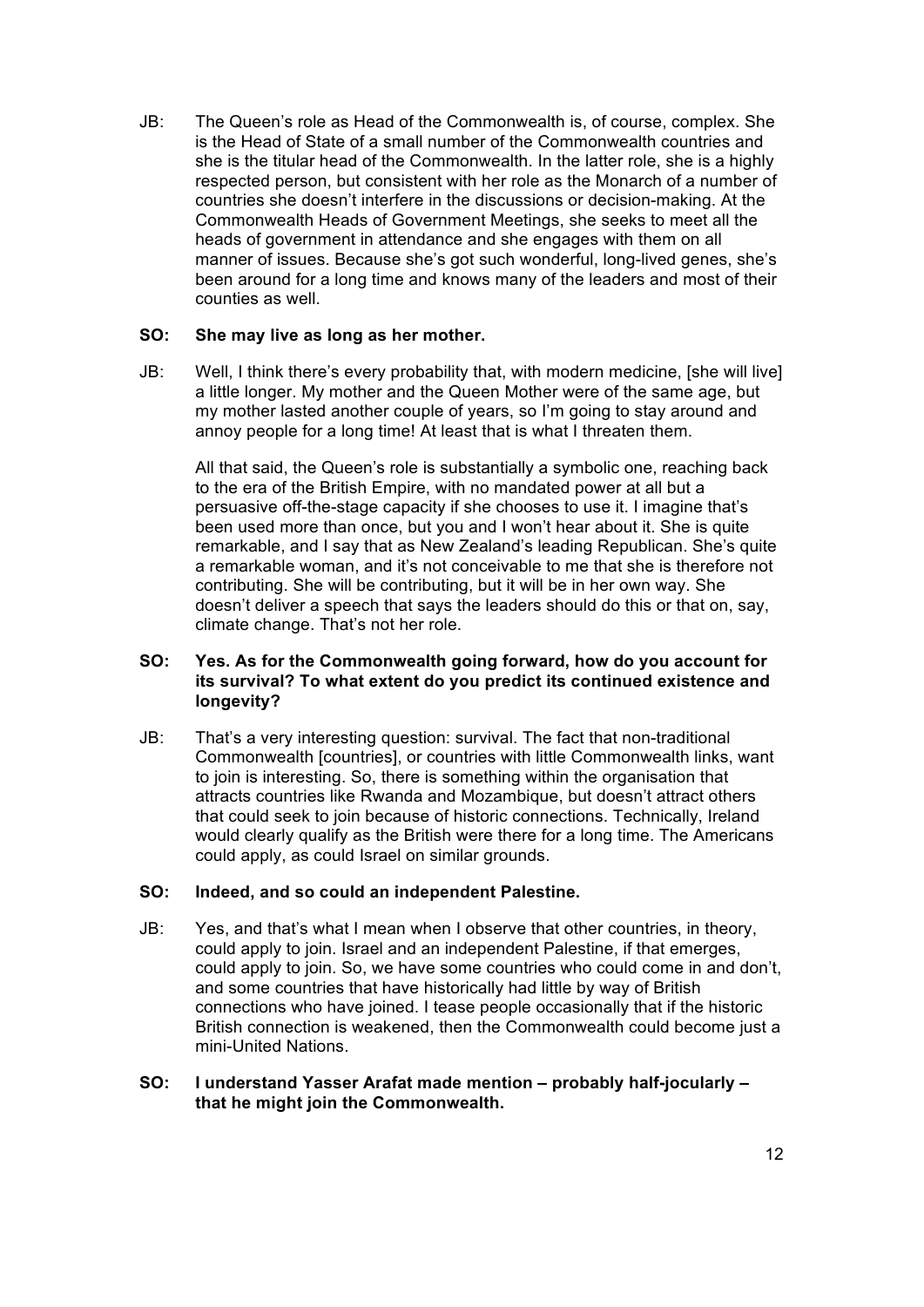JB: The Queen's role as Head of the Commonwealth is, of course, complex. She is the Head of State of a small number of the Commonwealth countries and she is the titular head of the Commonwealth. In the latter role, she is a highly respected person, but consistent with her role as the Monarch of a number of countries she doesn't interfere in the discussions or decision-making. At the Commonwealth Heads of Government Meetings, she seeks to meet all the heads of government in attendance and she engages with them on all manner of issues. Because she's got such wonderful, long-lived genes, she's been around for a long time and knows many of the leaders and most of their counties as well.

**SO: She may live as long as her mother.**

JB: Well, I think there's every probability that, with modern medicine, [she will live] a little longer. My mother and the Queen Mother were of the same age, but my mother lasted another couple of years, so I'm going to stay around and annoy people for a long time! At least that is what I threaten them.

All that said, the Queen's role is substantially a symbolic one, reaching back to the era of the British Empire, with no mandated power at all but a persuasive off-the-stage capacity if she chooses to use it. I imagine that's been used more than once, but you and I won't hear about it. She is quite remarkable, and I say that as New Zealand's leading Republican. She's quite a remarkable woman, and it's not conceivable to me that she is therefore not contributing. She will be contributing, but it will be in her own way. She doesn't deliver a speech that says the leaders should do this or that on, say, climate change. That's not her role.

**SO: Yes. As for the Commonwealth going forward, how do you account for its survival? To what extent do you predict its continued existence and longevity?**

JB: That's a very interesting question: survival. The fact that non-traditional Commonwealth [countries], or countries with little Commonwealth links, want to join is interesting. So, there is something within the organisation that attracts countries like Rwanda and Mozambique, but doesn't attract others that could seek to join because of historic connections. Technically, Ireland would clearly qualify as the British were there for a long time. The Americans could apply, as could Israel on similar grounds.

**SO: Indeed, and so could an independent Palestine.**

JB: Yes, and that's what I mean when I observe that other countries, in theory, could apply to join. Israel and an independent Palestine, if that emerges, could apply to join. So, we have some countries who could come in and don't, and some countries that have historically had little by way of British connections who have joined. I tease people occasionally that if the historic British connection is weakened, then the Commonwealth could become just a mini-United Nations.

**SO: I understand Yasser Arafat made mention – probably half-jocularly – that he might join the Commonwealth.**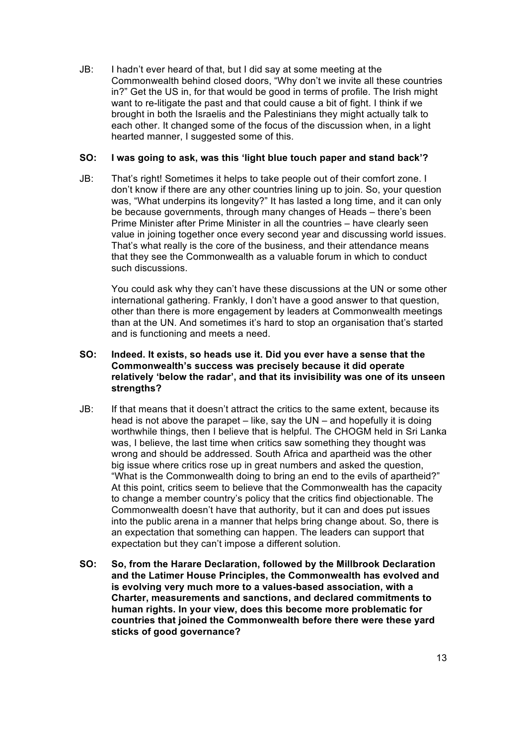JB: I hadn't ever heard of that, but I did say at some meeting at the Commonwealth behind closed doors, "Why don't we invite all these countries in?" Get the US in, for that would be good in terms of profile. The Irish might want to re-litigate the past and that could cause a bit of fight. I think if we brought in both the Israelis and the Palestinians they might actually talk to each other. It changed some of the focus of the discussion when, in a light hearted manner, I suggested some of this.

**SO: I was going to ask, was this 'light blue touch paper and stand back'?**

JB: That's right! Sometimes it helps to take people out of their comfort zone. I don't know if there are any other countries lining up to join. So, your question was, "What underpins its longevity?" It has lasted a long time, and it can only be because governments, through many changes of Heads – there's been Prime Minister after Prime Minister in all the countries – have clearly seen value in joining together once every second year and discussing world issues. That's what really is the core of the business, and their attendance means that they see the Commonwealth as a valuable forum in which to conduct such discussions.

You could ask why they can't have these discussions at the UN or some other international gathering. Frankly, I don't have a good answer to that question, other than there is more engagement by leaders at Commonwealth meetings than at the UN. And sometimes it's hard to stop an organisation that's started and is functioning and meets a need.

**SO: Indeed. It exists, so heads use it. Did you ever have a sense that the Commonwealth's success was precisely because it did operate relatively 'below the radar', and that its invisibility was one of its unseen strengths?**

JB: If that means that it doesn't attract the critics to the same extent, because its head is not above the parapet – like, say the UN – and hopefully it is doing worthwhile things, then I believe that is helpful. The CHOGM held in Sri Lanka was, I believe, the last time when critics saw something they thought was wrong and should be addressed. South Africa and apartheid was the other big issue where critics rose up in great numbers and asked the question, "What is the Commonwealth doing to bring an end to the evils of apartheid?" At this point, critics seem to believe that the Commonwealth has the capacity to change a member country's policy that the critics find objectionable. The Commonwealth doesn't have that authority, but it can and does put issues into the public arena in a manner that helps bring change about. So, there is an expectation that something can happen. The leaders can support that expectation but they can't impose a different solution.

**SO: So, from the Harare Declaration, followed by the Millbrook Declaration and the Latimer House Principles, the Commonwealth has evolved and is evolving very much more to a values-based association, with a Charter, measurements and sanctions, and declared commitments to human rights. In your view, does this become more problematic for countries that joined the Commonwealth before there were these yard sticks of good governance?**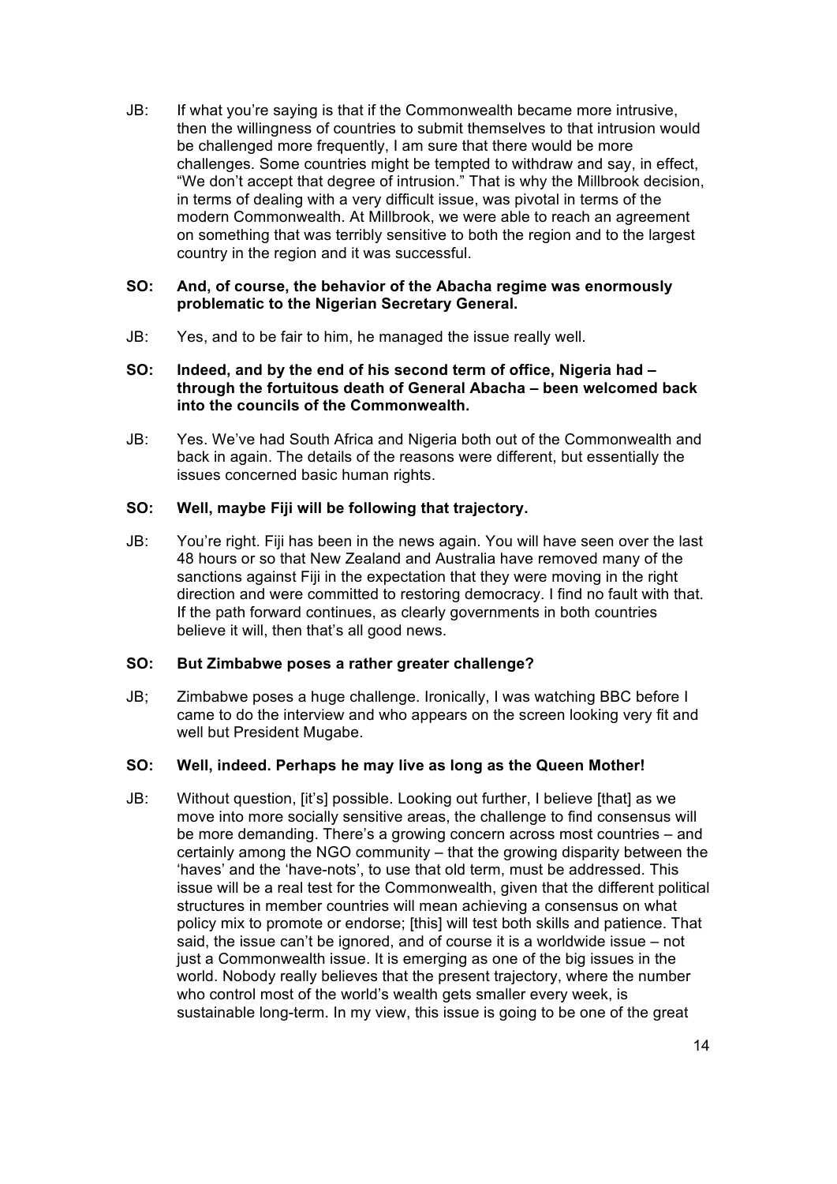JB: If what you're saying is that if the Commonwealth became more intrusive, then the willingness of countries to submit themselves to that intrusion would be challenged more frequently, I am sure that there would be more challenges. Some countries might be tempted to withdraw and say, in effect, "We don't accept that degree of intrusion." That is why the Millbrook decision, in terms of dealing with a very difficult issue, was pivotal in terms of the modern Commonwealth. At Millbrook, we were able to reach an agreement on something that was terribly sensitive to both the region and to the largest country in the region and it was successful.

**SO: And, of course, the behavior of the Abacha regime was enormously problematic to the Nigerian Secretary General.**

JB: Yes, and to be fair to him, he managed the issue really well.

**SO: Indeed, and by the end of his second term of office, Nigeria had – through the fortuitous death of General Abacha – been welcomed back into the councils of the Commonwealth.**

JB: Yes. We've had South Africa and Nigeria both out of the Commonwealth and back in again. The details of the reasons were different, but essentially the issues concerned basic human rights.

**SO: Well, maybe Fiji will be following that trajectory.**

JB: You're right. Fiji has been in the news again. You will have seen over the last 48 hours or so that New Zealand and Australia have removed many of the sanctions against Fiji in the expectation that they were moving in the right direction and were committed to restoring democracy. I find no fault with that. If the path forward continues, as clearly governments in both countries believe it will, then that's all good news.

**SO: But Zimbabwe poses a rather greater challenge?**

JB; Zimbabwe poses a huge challenge. Ironically, I was watching BBC before I came to do the interview and who appears on the screen looking very fit and well but President Mugabe.

**SO: Well, indeed. Perhaps he may live as long as the Queen Mother!**

JB: Without question, [it's] possible. Looking out further, I believe [that] as we move into more socially sensitive areas, the challenge to find consensus will be more demanding. There's a growing concern across most countries – and certainly among the NGO community – that the growing disparity between the 'haves' and the 'have-nots', to use that old term, must be addressed. This issue will be a real test for the Commonwealth, given that the different political structures in member countries will mean achieving a consensus on what policy mix to promote or endorse; [this] will test both skills and patience. That said, the issue can't be ignored, and of course it is a worldwide issue – not just a Commonwealth issue. It is emerging as one of the big issues in the world. Nobody really believes that the present trajectory, where the number who control most of the world's wealth gets smaller every week, is sustainable long-term. In my view, this issue is going to be one of the great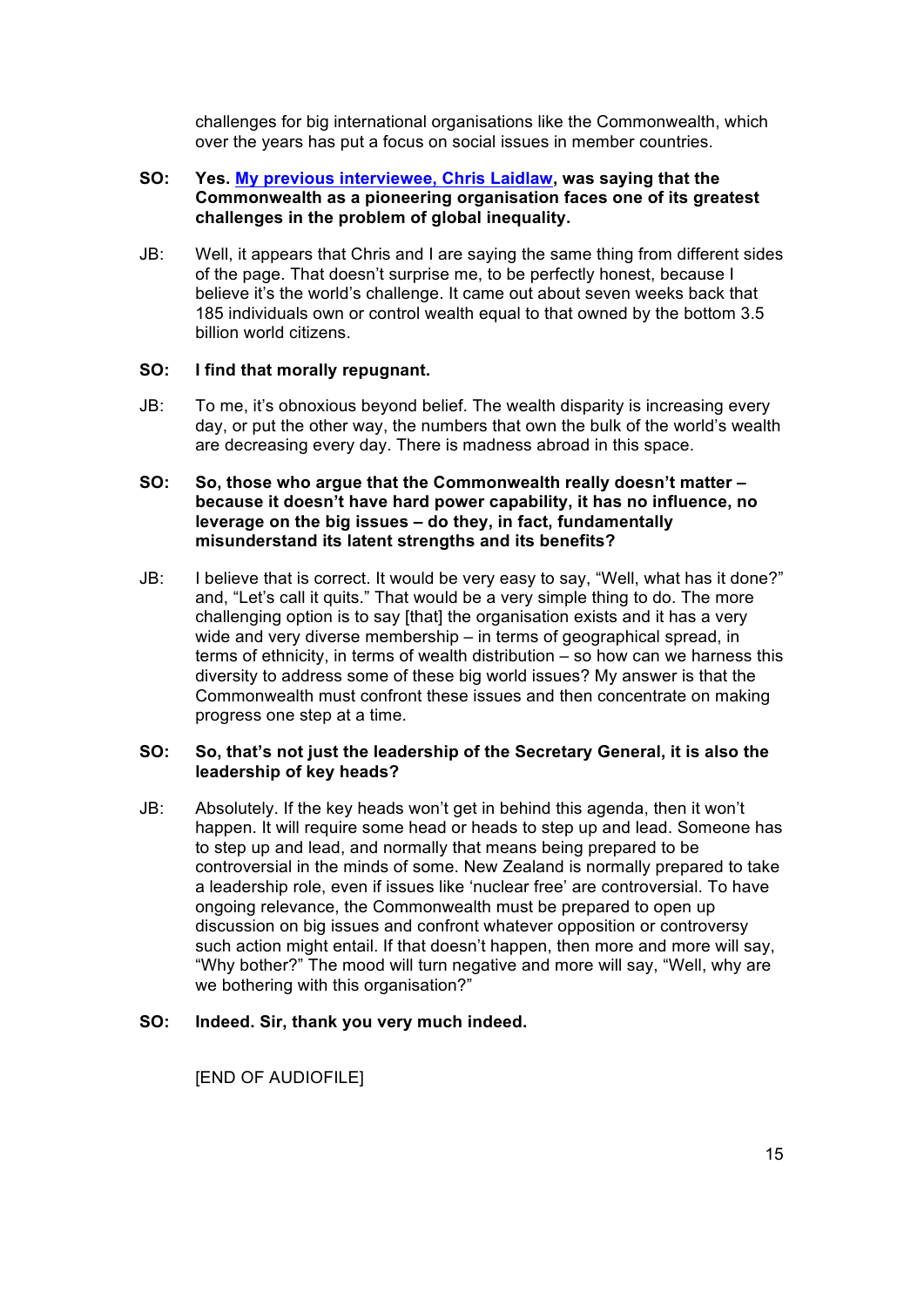challenges for big international organisations like the Commonwealth, which over the years has put a focus on social issues in member countries.

**SO:** **Yes. My previous interviewee, Chris Laidlaw, was saying that the Commonwealth as a pioneering organisation faces one of its greatest challenges in the problem of global inequality.**

JB: Well, it appears that Chris and I are saying the same thing from different sides of the page. That doesn't surprise me, to be perfectly honest, because I believe it's the world's challenge. It came out about seven weeks back that 185 individuals own or control wealth equal to that owned by the bottom 3.5 billion world citizens.

**SO:** **I find that morally repugnant.**

JB: To me, it's obnoxious beyond belief. The wealth disparity is increasing every day, or put the other way, the numbers that own the bulk of the world's wealth are decreasing every day. There is madness abroad in this space.

**SO:** **So, those who argue that the Commonwealth really doesn't matter – because it doesn't have hard power capability, it has no influence, no leverage on the big issues – do they, in fact, fundamentally misunderstand its latent strengths and its benefits?**

JB: I believe that is correct. It would be very easy to say, "Well, what has it done?" and, "Let's call it quits." That would be a very simple thing to do. The more challenging option is to say [that] the organisation exists and it has a very wide and very diverse membership – in terms of geographical spread, in terms of ethnicity, in terms of wealth distribution – so how can we harness this diversity to address some of these big world issues? My answer is that the Commonwealth must confront these issues and then concentrate on making progress one step at a time.

**SO:** **So, that's not just the leadership of the Secretary General, it is also the leadership of key heads?**

JB: Absolutely. If the key heads won't get in behind this agenda, then it won't happen. It will require some head or heads to step up and lead. Someone has to step up and lead, and normally that means being prepared to be controversial in the minds of some. New Zealand is normally prepared to take a leadership role, even if issues like 'nuclear free' are controversial. To have ongoing relevance, the Commonwealth must be prepared to open up discussion on big issues and confront whatever opposition or controversy such action might entail. If that doesn't happen, then more and more will say, "Why bother?" The mood will turn negative and more will say, "Well, why are we bothering with this organisation?"

**SO:** **Indeed. Sir, thank you very much indeed.**

[END OF AUDIOFILE]